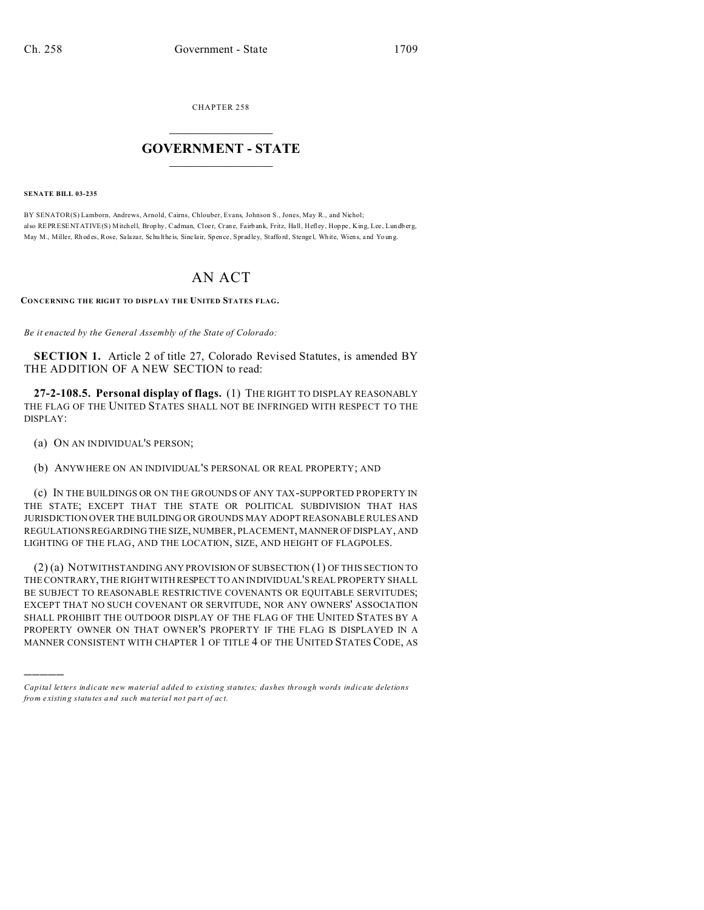CHAPTER 258

# GOVERNMENT - STATE

**SENATE BILL 03-235**

BY SENATOR(S) Lamborn, Andrews, Arnold, Cairns, Chlouber, Evans, Johnson S., Jones, May R., and Nichol;
also REPRESENTATIVE(S) Mitchell, Brophy, Cadman, Cloer, Crane, Fairbank, Fritz, Hall, Hefley, Hoppe, King, Lee, Lundberg, May M., Miller, Rhodes, Rose, Salazar, Schultheis, Sinclair, Spence, Spradley, Stafford, Stengel, White, Wiens, and Young.

# AN ACT

**CONCERNING THE RIGHT TO DISPLAY THE UNITED STATES FLAG.**

*Be it enacted by the General Assembly of the State of Colorado:*

**SECTION 1.** Article 2 of title 27, Colorado Revised Statutes, is amended BY THE ADDITION OF A NEW SECTION to read:

**27-2-108.5. Personal display of flags.** (1) THE RIGHT TO DISPLAY REASONABLY THE FLAG OF THE UNITED STATES SHALL NOT BE INFRINGED WITH RESPECT TO THE DISPLAY:

(a) ON AN INDIVIDUAL'S PERSON;

(b) ANYWHERE ON AN INDIVIDUAL'S PERSONAL OR REAL PROPERTY; AND

(c) IN THE BUILDINGS OR ON THE GROUNDS OF ANY TAX-SUPPORTED PROPERTY IN THE STATE; EXCEPT THAT THE STATE OR POLITICAL SUBDIVISION THAT HAS JURISDICTION OVER THE BUILDING OR GROUNDS MAY ADOPT REASONABLE RULES AND REGULATIONS REGARDING THE SIZE, NUMBER, PLACEMENT, MANNER OF DISPLAY, AND LIGHTING OF THE FLAG, AND THE LOCATION, SIZE, AND HEIGHT OF FLAGPOLES.

(2) (a) NOTWITHSTANDING ANY PROVISION OF SUBSECTION (1) OF THIS SECTION TO THE CONTRARY, THE RIGHT WITH RESPECT TO AN INDIVIDUAL'S REAL PROPERTY SHALL BE SUBJECT TO REASONABLE RESTRICTIVE COVENANTS OR EQUITABLE SERVITUDES; EXCEPT THAT NO SUCH COVENANT OR SERVITUDE, NOR ANY OWNERS' ASSOCIATION SHALL PROHIBIT THE OUTDOOR DISPLAY OF THE FLAG OF THE UNITED STATES BY A PROPERTY OWNER ON THAT OWNER'S PROPERTY IF THE FLAG IS DISPLAYED IN A MANNER CONSISTENT WITH CHAPTER 1 OF TITLE 4 OF THE UNITED STATES CODE, AS

---

*Capital letters indicate new material added to existing statutes; dashes through words indicate deletions from existing statutes and such material not part of act.*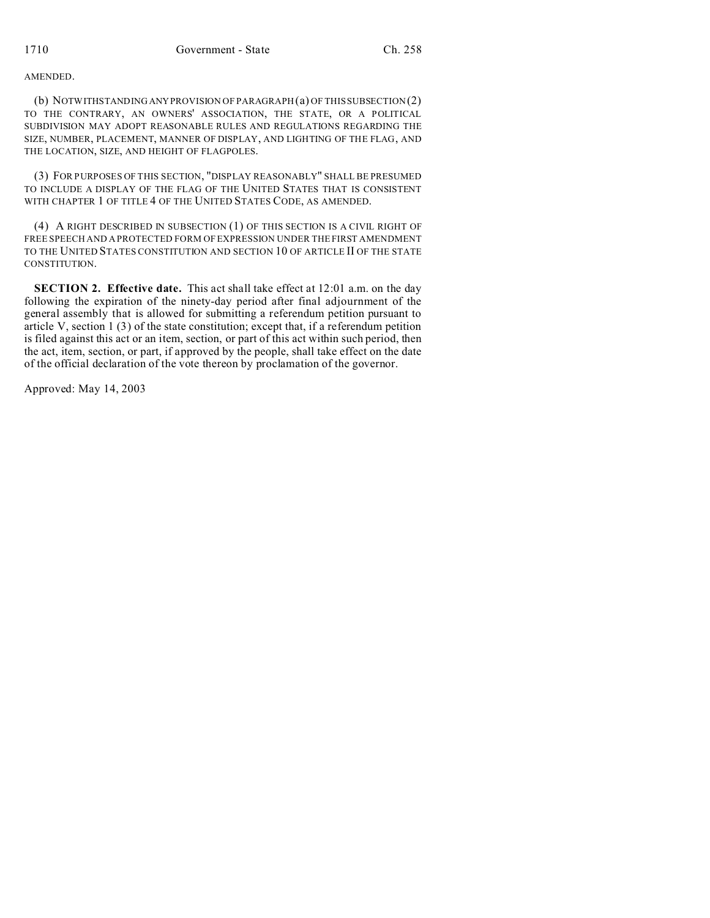AMENDED.

(b) NOTWITHSTANDING ANY PROVISION OF PARAGRAPH (a) OF THIS SUBSECTION (2) TO THE CONTRARY, AN OWNERS' ASSOCIATION, THE STATE, OR A POLITICAL SUBDIVISION MAY ADOPT REASONABLE RULES AND REGULATIONS REGARDING THE SIZE, NUMBER, PLACEMENT, MANNER OF DISPLAY, AND LIGHTING OF THE FLAG, AND THE LOCATION, SIZE, AND HEIGHT OF FLAGPOLES.

(3) FOR PURPOSES OF THIS SECTION, "DISPLAY REASONABLY" SHALL BE PRESUMED TO INCLUDE A DISPLAY OF THE FLAG OF THE UNITED STATES THAT IS CONSISTENT WITH CHAPTER 1 OF TITLE 4 OF THE UNITED STATES CODE, AS AMENDED.

(4) A RIGHT DESCRIBED IN SUBSECTION (1) OF THIS SECTION IS A CIVIL RIGHT OF FREE SPEECH AND A PROTECTED FORM OF EXPRESSION UNDER THE FIRST AMENDMENT TO THE UNITED STATES CONSTITUTION AND SECTION 10 OF ARTICLE II OF THE STATE CONSTITUTION.

**SECTION 2. Effective date.** This act shall take effect at 12:01 a.m. on the day following the expiration of the ninety-day period after final adjournment of the general assembly that is allowed for submitting a referendum petition pursuant to article V, section 1 (3) of the state constitution; except that, if a referendum petition is filed against this act or an item, section, or part of this act within such period, then the act, item, section, or part, if approved by the people, shall take effect on the date of the official declaration of the vote thereon by proclamation of the governor.

Approved: May 14, 2003